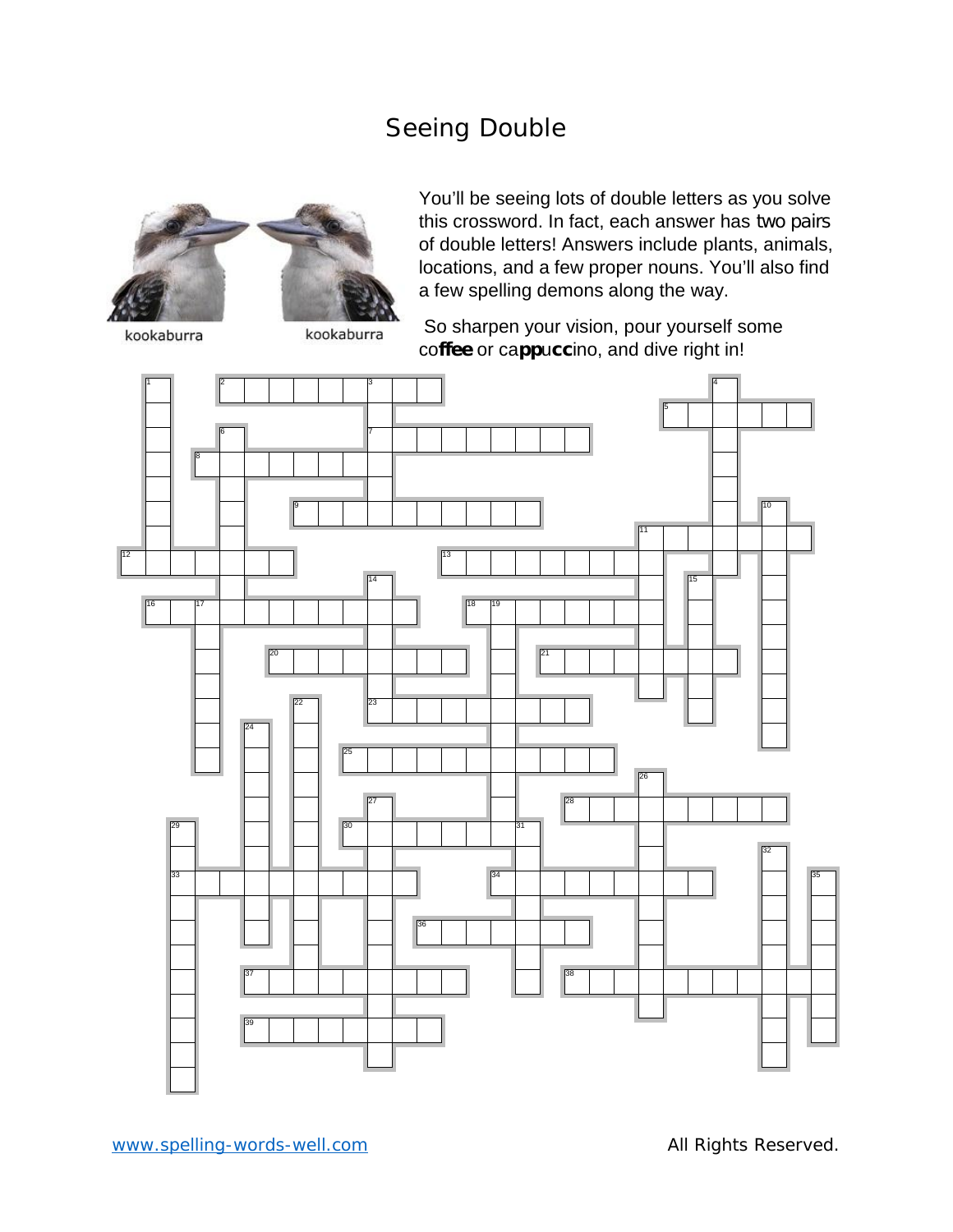# Seeing Double

kookaburra kookaburra

You'll be seeing lots of double letters as you solve this crossword. In fact, each answer has two pairs of double letters! Answers include plants, animals, locations, and a few proper nouns. You'll also find a few spelling demons along the way.

So sharpen your vision, pour yourself some co**ffee** or ca**pp**u**cc**ino, and dive right in!

www.spelling-words-well.com

All Rights Reserved.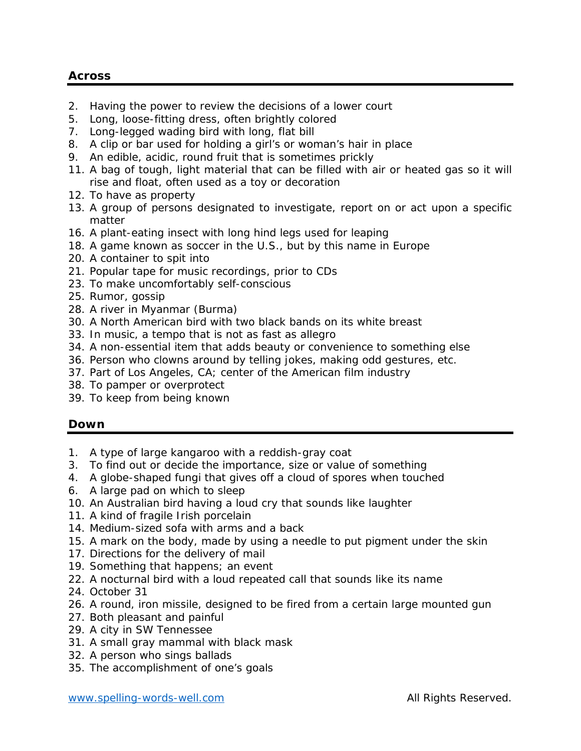## Across

2. Having the power to review the decisions of a lower court
5. Long, loose-fitting dress, often brightly colored
7. Long-legged wading bird with long, flat bill
8. A clip or bar used for holding a girl's or woman's hair in place
9. An edible, acidic, round fruit that is sometimes prickly
11. A bag of tough, light material that can be filled with air or heated gas so it will rise and float, often used as a toy or decoration
12. To have as property
13. A group of persons designated to investigate, report on or act upon a specific matter
16. A plant-eating insect with long hind legs used for leaping
18. A game known as soccer in the U.S., but by this name in Europe
20. A container to spit into
21. Popular tape for music recordings, prior to CDs
23. To make uncomfortably self-conscious
25. Rumor, gossip
28. A river in Myanmar (Burma)
30. A North American bird with two black bands on its white breast
33. In music, a tempo that is not as fast as allegro
34. A non-essential item that adds beauty or convenience to something else
36. Person who clowns around by telling jokes, making odd gestures, etc.
37. Part of Los Angeles, CA; center of the American film industry
38. To pamper or overprotect
39. To keep from being known

## Down

1. A type of large kangaroo with a reddish-gray coat
3. To find out or decide the importance, size or value of something
4. A globe-shaped fungi that gives off a cloud of spores when touched
6. A large pad on which to sleep
10. An Australian bird having a loud cry that sounds like laughter
11. A kind of fragile Irish porcelain
14. Medium-sized sofa with arms and a back
15. A mark on the body, made by using a needle to put pigment under the skin
17. Directions for the delivery of mail
19. Something that happens; an event
22. A nocturnal bird with a loud repeated call that sounds like its name
24. October 31
26. A round, iron missile, designed to be fired from a certain large mounted gun
27. Both pleasant and painful
29. A city in SW Tennessee
31. A small gray mammal with black mask
32. A person who sings ballads
35. The accomplishment of one's goals

www.spelling-words-well.com All Rights Reserved.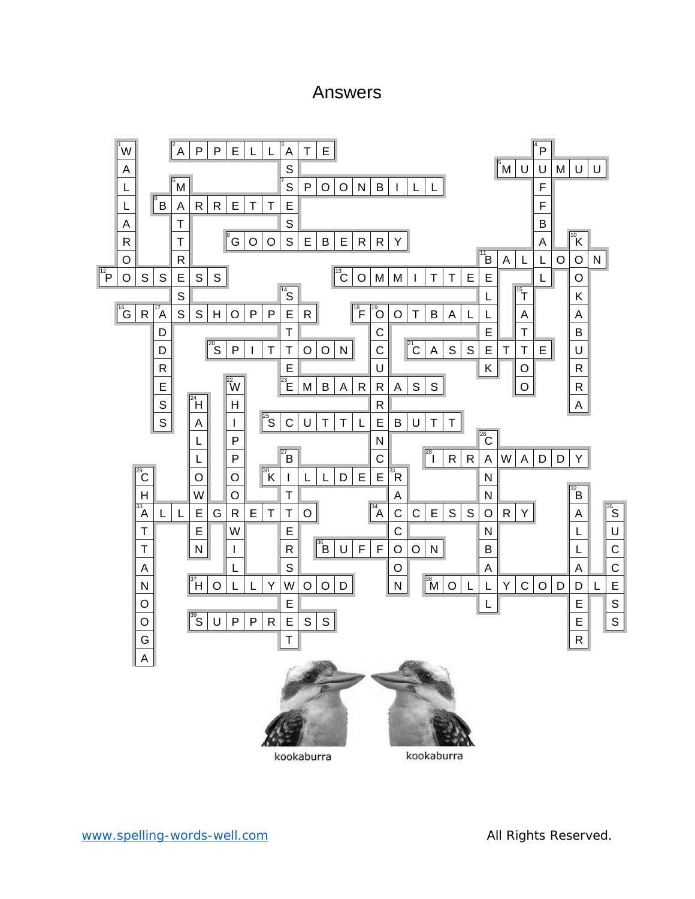# Answers

**Across**

2. APPELLATE
5. MUUMUU
7. SPOONBILL
8. BARRETTE
9. GOOSEBERRY
11. BALLOON
12. POSSESS
13. COMMITTEE
16. GRASSHOPPER
18. FOOTBALL
20. SPITTOON
21. CASSETTE
23. EMBARRASS
25. SCUTTLEBUTT
28. IRRAWADDY
30. KILLDEER
33. ALLEGRETTO
34. ACCESSORY
36. BUFFOON
37. HOLLYWOOD
38. MOLLYCODDLE
39. SUPPRESS

**Down**

1. WALLAROO
3. ASSESS
4. PUFFBALL
6. MATTRESS
10. KOOKABURRA
11. BELLEEK
14. SETTEE
15. TATTOO
17. ADDRESS
19. OCCURRENCE
22. WHIPPOORWILL
24. HALLOWEEN
26. CANNONBALL
27. BITTERSWEET
29. CHATTANOOGA
31. RACCOON
32. BALLADEER
35. SUCCESS

kookaburra

kookaburra

www.spelling-words-well.com

All Rights Reserved.